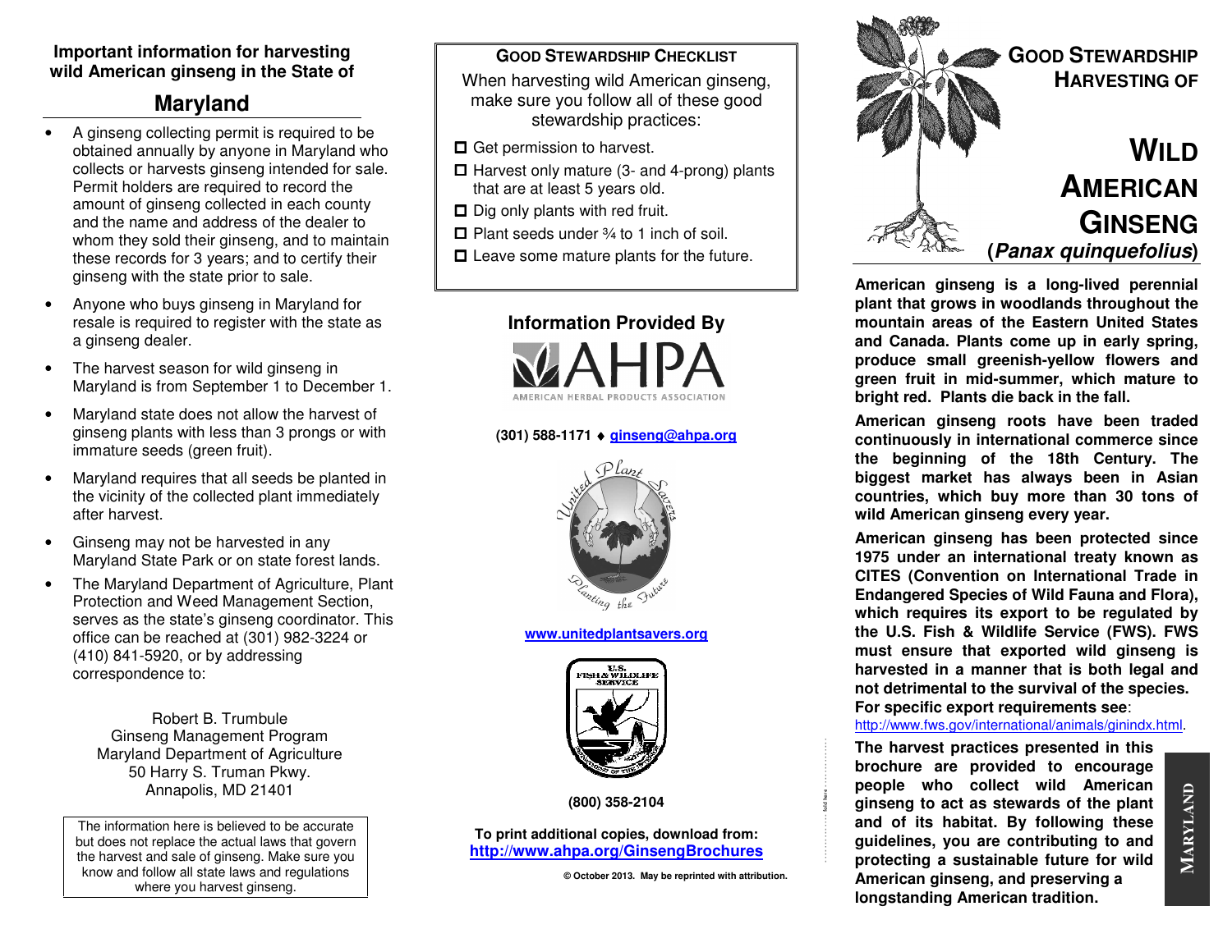**Important information for harvesting wild American ginseng in the State of**

## Maryland

- A ginseng collecting permit is required to be obtained annually by anyone in Maryland who collects or harvests ginseng intended for sale. Permit holders are required to record the amount of ginseng collected in each county and the name and address of the dealer to whom they sold their ginseng, and to maintain these records for 3 years; and to certify their ginseng with the state prior to sale.
- Anyone who buys ginseng in Maryland for resale is required to register with the state as a ginseng dealer.
- The harvest season for wild ginseng in Maryland is from September 1 to December 1.
- Maryland state does not allow the harvest of ginseng plants with less than 3 prongs or with immature seeds (green fruit).
- Maryland requires that all seeds be planted in the vicinity of the collected plant immediately after harvest.
- Ginseng may not be harvested in any Maryland State Park or on state forest lands.
- The Maryland Department of Agriculture, Plant Protection and Weed Management Section, serves as the state's ginseng coordinator. This office can be reached at (301) 982-3224 or (410) 841-5920, or by addressing correspondence to:

Robert B. Trumbule
Ginseng Management Program
Maryland Department of Agriculture
50 Harry S. Truman Pkwy.
Annapolis, MD 21401

The information here is believed to be accurate but does not replace the actual laws that govern the harvest and sale of ginseng. Make sure you know and follow all state laws and regulations where you harvest ginseng.

### Good Stewardship Checklist

When harvesting wild American ginseng, make sure you follow all of these good stewardship practices:

- ☐ Get permission to harvest.
- ☐ Harvest only mature (3- and 4-prong) plants that are at least 5 years old.
- ☐ Dig only plants with red fruit.
- ☐ Plant seeds under ¾ to 1 inch of soil.
- ☐ Leave some mature plants for the future.

### Information Provided By

AHPA
AMERICAN HERBAL PRODUCTS ASSOCIATION

**(301) 588-1171 ♦ ginseng@ahpa.org**

United Plant Savers — Planting the Future

**www.unitedplantsavers.org**

U.S. Fish & Wildlife Service

**(800) 358-2104**

**To print additional copies, download from:**
**http://www.ahpa.org/GinsengBrochures**

**© October 2013. May be reprinted with attribution.**

# Good Stewardship Harvesting of Wild American Ginseng (*Panax quinquefolius*)

**American ginseng is a long-lived perennial plant that grows in woodlands throughout the mountain areas of the Eastern United States and Canada. Plants come up in early spring, produce small greenish-yellow flowers and green fruit in mid-summer, which mature to bright red. Plants die back in the fall.**

**American ginseng roots have been traded continuously in international commerce since the beginning of the 18th Century. The biggest market has always been in Asian countries, which buy more than 30 tons of wild American ginseng every year.**

**American ginseng has been protected since 1975 under an international treaty known as CITES (Convention on International Trade in Endangered Species of Wild Fauna and Flora), which requires its export to be regulated by the U.S. Fish & Wildlife Service (FWS). FWS must ensure that exported wild ginseng is harvested in a manner that is both legal and not detrimental to the survival of the species. For specific export requirements see**: http://www.fws.gov/international/animals/ginindx.html.

**The harvest practices presented in this brochure are provided to encourage people who collect wild American ginseng to act as stewards of the plant and of its habitat. By following these guidelines, you are contributing to and protecting a sustainable future for wild American ginseng, and preserving a longstanding American tradition.**

MARYLAND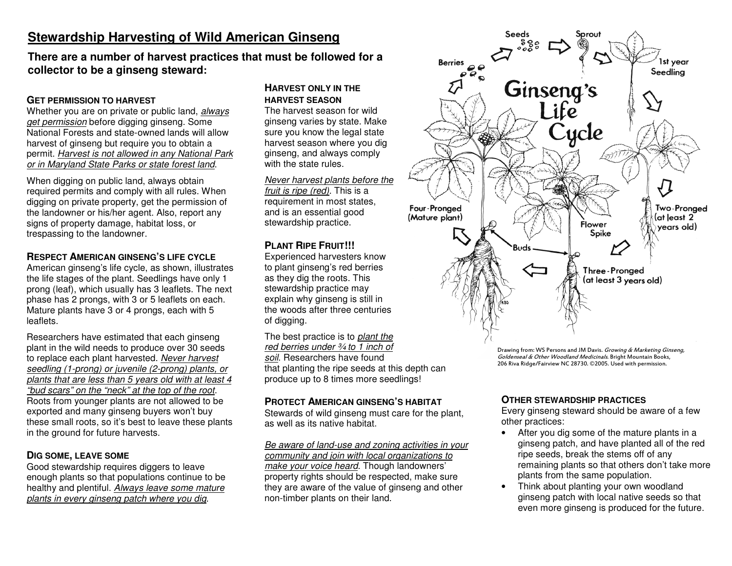## Stewardship Harvesting of Wild American Ginseng

**There are a number of harvest practices that must be followed for a collector to be a ginseng steward:**

### Get Permission to Harvest

Whether you are on private or public land, *always get permission* before digging ginseng. Some National Forests and state-owned lands will allow harvest of ginseng but require you to obtain a permit. *Harvest is not allowed in any National Park or in Maryland State Parks or state forest land*.

When digging on public land, always obtain required permits and comply with all rules. When digging on private property, get the permission of the landowner or his/her agent. Also, report any signs of property damage, habitat loss, or trespassing to the landowner.

### Respect American Ginseng's Life Cycle

American ginseng's life cycle, as shown, illustrates the life stages of the plant. Seedlings have only 1 prong (leaf), which usually has 3 leaflets. The next phase has 2 prongs, with 3 or 5 leaflets on each. Mature plants have 3 or 4 prongs, each with 5 leaflets.

Researchers have estimated that each ginseng plant in the wild needs to produce over 30 seeds to replace each plant harvested. *Never harvest seedling (1-prong) or juvenile (2-prong) plants, or plants that are less than 5 years old with at least 4 "bud scars" on the "neck" at the top of the root*. Roots from younger plants are not allowed to be exported and many ginseng buyers won't buy these small roots, so it's best to leave these plants in the ground for future harvests.

### Dig Some, Leave Some

Good stewardship requires diggers to leave enough plants so that populations continue to be healthy and plentiful. *Always leave some mature plants in every ginseng patch where you dig*.

### Harvest Only in the Harvest Season

The harvest season for wild ginseng varies by state. Make sure you know the legal state harvest season where you dig ginseng, and always comply with the state rules.

*Never harvest plants before the fruit is ripe (red)*. This is a requirement in most states, and is an essential good stewardship practice.

### Plant Ripe Fruit!!!

Experienced harvesters know to plant ginseng's red berries as they dig the roots. This stewardship practice may explain why ginseng is still in the woods after three centuries of digging.

The best practice is to *plant the red berries under ¾ to 1 inch of soil*. Researchers have found that planting the ripe seeds at this depth can produce up to 8 times more seedlings!

### Protect American Ginseng's Habitat

Stewards of wild ginseng must care for the plant, as well as its native habitat.

*Be aware of land-use and zoning activities in your community and join with local organizations to make your voice heard*. Though landowners' property rights should be respected, make sure they are aware of the value of ginseng and other non-timber plants on their land.

Ginseng's Life Cycle

Seeds
Sprout
1st year Seedling
Two-Pronged (at least 2 years old)
Three-Pronged (at least 3 years old)
Flower Spike
Buds
Four-Pronged (Mature plant)
Berries

Drawing from: WS Persons and JM Davis. *Growing & Marketing Ginseng, Goldenseal & Other Woodland Medicinals*. Bright Mountain Books, 206 Riva Ridge/Fairview NC 28730. ©2005. Used with permission.

### Other Stewardship Practices

Every ginseng steward should be aware of a few other practices:

- After you dig some of the mature plants in a ginseng patch, and have planted all of the red ripe seeds, break the stems off of any remaining plants so that others don't take more plants from the same population.
- Think about planting your own woodland ginseng patch with local native seeds so that even more ginseng is produced for the future.